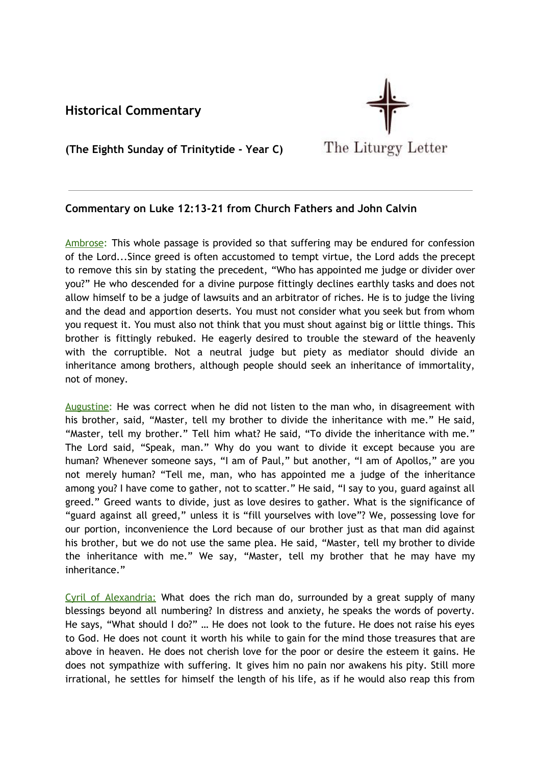## Historical Commentary

**(The Eighth Sunday of Trinitytide - Year C)**

The Liturgy Letter

---

### Commentary on Luke 12:13-21 from Church Fathers and John Calvin

Ambrose: This whole passage is provided so that suffering may be endured for confession of the Lord...Since greed is often accustomed to tempt virtue, the Lord adds the precept to remove this sin by stating the precedent, "Who has appointed me judge or divider over you?" He who descended for a divine purpose fittingly declines earthly tasks and does not allow himself to be a judge of lawsuits and an arbitrator of riches. He is to judge the living and the dead and apportion deserts. You must not consider what you seek but from whom you request it. You must also not think that you must shout against big or little things. This brother is fittingly rebuked. He eagerly desired to trouble the steward of the heavenly with the corruptible. Not a neutral judge but piety as mediator should divide an inheritance among brothers, although people should seek an inheritance of immortality, not of money.

Augustine: He was correct when he did not listen to the man who, in disagreement with his brother, said, "Master, tell my brother to divide the inheritance with me." He said, "Master, tell my brother." Tell him what? He said, "To divide the inheritance with me." The Lord said, "Speak, man." Why do you want to divide it except because you are human? Whenever someone says, "I am of Paul," but another, "I am of Apollos," are you not merely human? "Tell me, man, who has appointed me a judge of the inheritance among you? I have come to gather, not to scatter." He said, "I say to you, guard against all greed." Greed wants to divide, just as love desires to gather. What is the significance of "guard against all greed," unless it is "fill yourselves with love"? We, possessing love for our portion, inconvenience the Lord because of our brother just as that man did against his brother, but we do not use the same plea. He said, "Master, tell my brother to divide the inheritance with me." We say, "Master, tell my brother that he may have my inheritance."

Cyril of Alexandria: What does the rich man do, surrounded by a great supply of many blessings beyond all numbering? In distress and anxiety, he speaks the words of poverty. He says, "What should I do?" … He does not look to the future. He does not raise his eyes to God. He does not count it worth his while to gain for the mind those treasures that are above in heaven. He does not cherish love for the poor or desire the esteem it gains. He does not sympathize with suffering. It gives him no pain nor awakens his pity. Still more irrational, he settles for himself the length of his life, as if he would also reap this from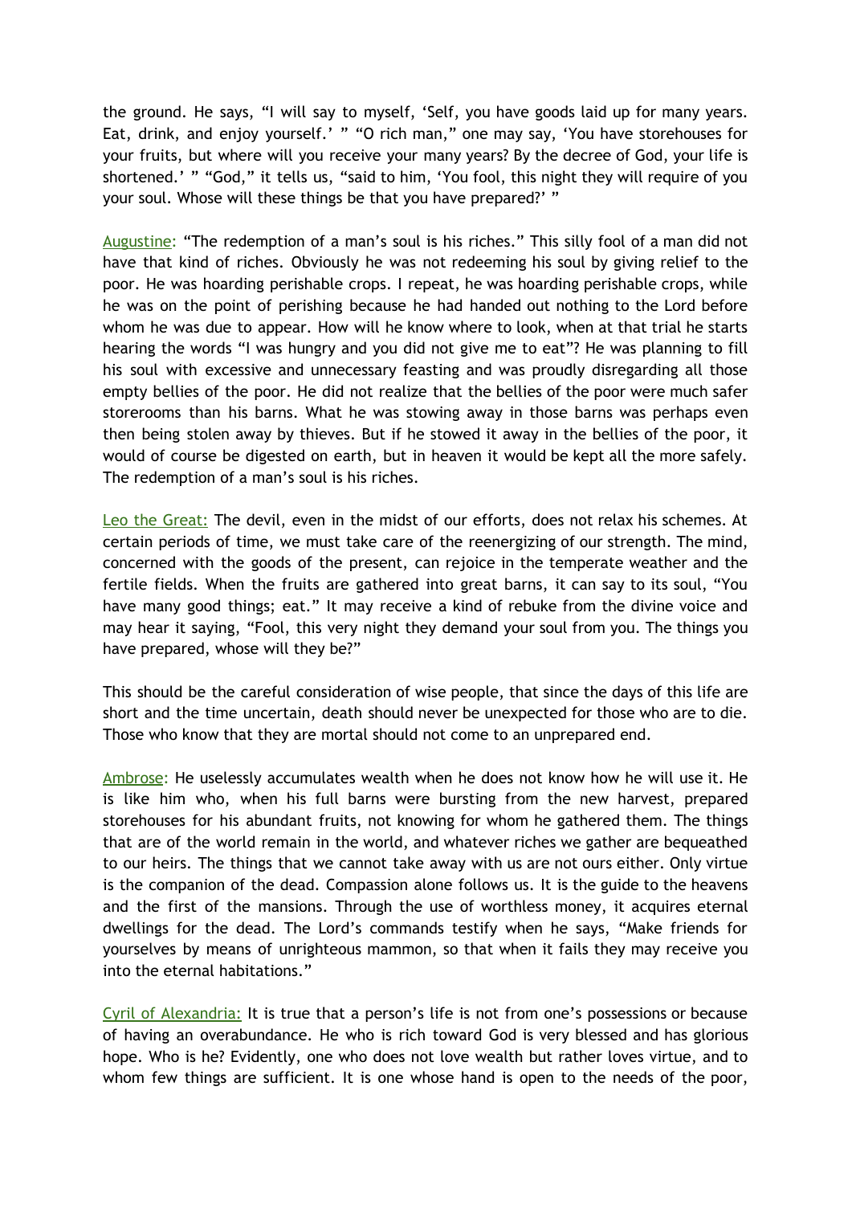the ground. He says, "I will say to myself, 'Self, you have goods laid up for many years. Eat, drink, and enjoy yourself.' " "O rich man," one may say, 'You have storehouses for your fruits, but where will you receive your many years? By the decree of God, your life is shortened.' " "God," it tells us, "said to him, 'You fool, this night they will require of you your soul. Whose will these things be that you have prepared?' "

Augustine: "The redemption of a man's soul is his riches." This silly fool of a man did not have that kind of riches. Obviously he was not redeeming his soul by giving relief to the poor. He was hoarding perishable crops. I repeat, he was hoarding perishable crops, while he was on the point of perishing because he had handed out nothing to the Lord before whom he was due to appear. How will he know where to look, when at that trial he starts hearing the words "I was hungry and you did not give me to eat"? He was planning to fill his soul with excessive and unnecessary feasting and was proudly disregarding all those empty bellies of the poor. He did not realize that the bellies of the poor were much safer storerooms than his barns. What he was stowing away in those barns was perhaps even then being stolen away by thieves. But if he stowed it away in the bellies of the poor, it would of course be digested on earth, but in heaven it would be kept all the more safely. The redemption of a man's soul is his riches.

Leo the Great: The devil, even in the midst of our efforts, does not relax his schemes. At certain periods of time, we must take care of the reenergizing of our strength. The mind, concerned with the goods of the present, can rejoice in the temperate weather and the fertile fields. When the fruits are gathered into great barns, it can say to its soul, "You have many good things; eat." It may receive a kind of rebuke from the divine voice and may hear it saying, "Fool, this very night they demand your soul from you. The things you have prepared, whose will they be?"

This should be the careful consideration of wise people, that since the days of this life are short and the time uncertain, death should never be unexpected for those who are to die. Those who know that they are mortal should not come to an unprepared end.

Ambrose: He uselessly accumulates wealth when he does not know how he will use it. He is like him who, when his full barns were bursting from the new harvest, prepared storehouses for his abundant fruits, not knowing for whom he gathered them. The things that are of the world remain in the world, and whatever riches we gather are bequeathed to our heirs. The things that we cannot take away with us are not ours either. Only virtue is the companion of the dead. Compassion alone follows us. It is the guide to the heavens and the first of the mansions. Through the use of worthless money, it acquires eternal dwellings for the dead. The Lord's commands testify when he says, "Make friends for yourselves by means of unrighteous mammon, so that when it fails they may receive you into the eternal habitations."

Cyril of Alexandria: It is true that a person's life is not from one's possessions or because of having an overabundance. He who is rich toward God is very blessed and has glorious hope. Who is he? Evidently, one who does not love wealth but rather loves virtue, and to whom few things are sufficient. It is one whose hand is open to the needs of the poor,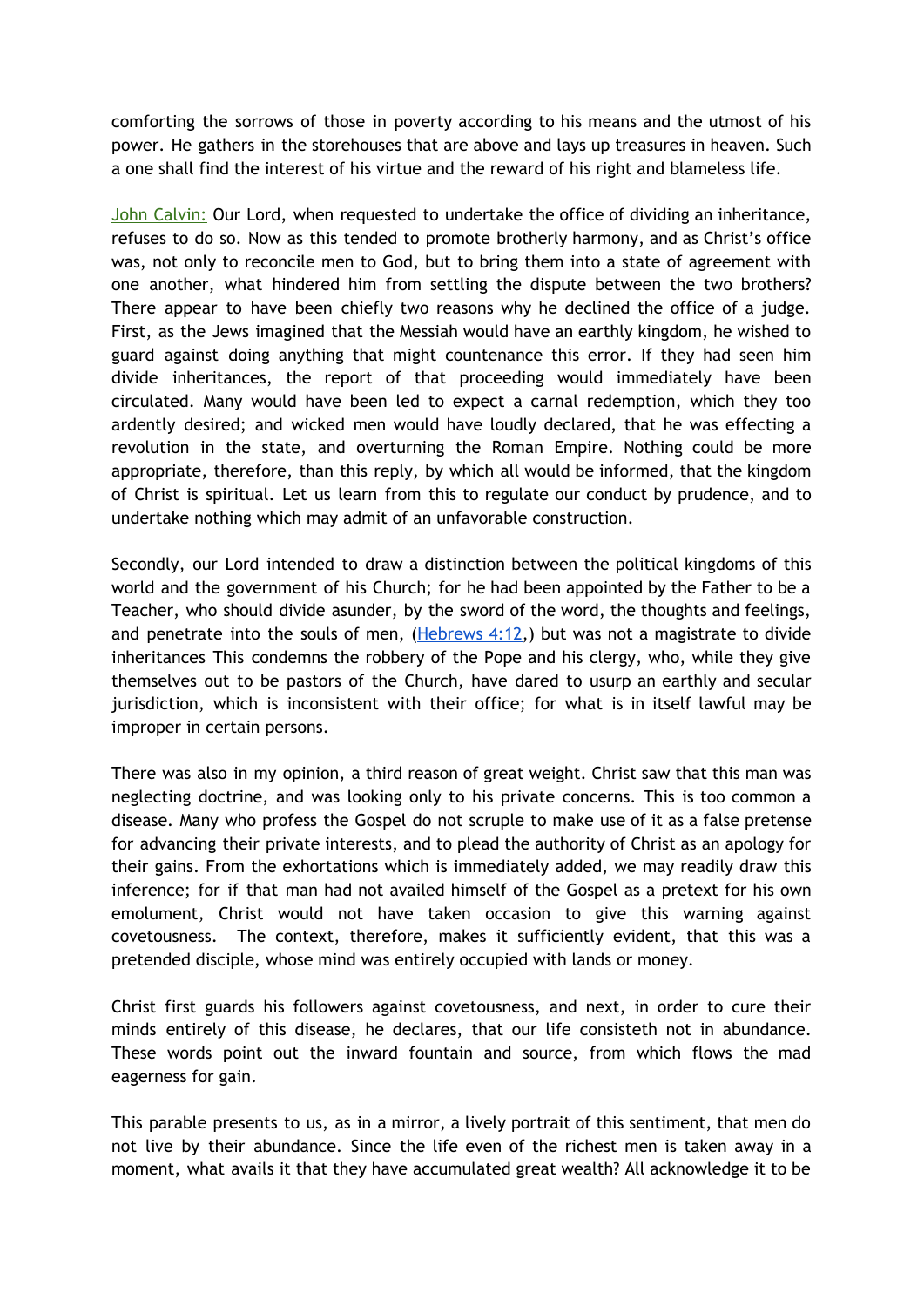comforting the sorrows of those in poverty according to his means and the utmost of his power. He gathers in the storehouses that are above and lays up treasures in heaven. Such a one shall find the interest of his virtue and the reward of his right and blameless life.

John Calvin: Our Lord, when requested to undertake the office of dividing an inheritance, refuses to do so. Now as this tended to promote brotherly harmony, and as Christ's office was, not only to reconcile men to God, but to bring them into a state of agreement with one another, what hindered him from settling the dispute between the two brothers? There appear to have been chiefly two reasons why he declined the office of a judge. First, as the Jews imagined that the Messiah would have an earthly kingdom, he wished to guard against doing anything that might countenance this error. If they had seen him divide inheritances, the report of that proceeding would immediately have been circulated. Many would have been led to expect a carnal redemption, which they too ardently desired; and wicked men would have loudly declared, that he was effecting a revolution in the state, and overturning the Roman Empire. Nothing could be more appropriate, therefore, than this reply, by which all would be informed, that the kingdom of Christ is spiritual. Let us learn from this to regulate our conduct by prudence, and to undertake nothing which may admit of an unfavorable construction.

Secondly, our Lord intended to draw a distinction between the political kingdoms of this world and the government of his Church; for he had been appointed by the Father to be a Teacher, who should divide asunder, by the sword of the word, the thoughts and feelings, and penetrate into the souls of men, (Hebrews 4:12,) but was not a magistrate to divide inheritances This condemns the robbery of the Pope and his clergy, who, while they give themselves out to be pastors of the Church, have dared to usurp an earthly and secular jurisdiction, which is inconsistent with their office; for what is in itself lawful may be improper in certain persons.

There was also in my opinion, a third reason of great weight. Christ saw that this man was neglecting doctrine, and was looking only to his private concerns. This is too common a disease. Many who profess the Gospel do not scruple to make use of it as a false pretense for advancing their private interests, and to plead the authority of Christ as an apology for their gains. From the exhortations which is immediately added, we may readily draw this inference; for if that man had not availed himself of the Gospel as a pretext for his own emolument, Christ would not have taken occasion to give this warning against covetousness. The context, therefore, makes it sufficiently evident, that this was a pretended disciple, whose mind was entirely occupied with lands or money.

Christ first guards his followers against covetousness, and next, in order to cure their minds entirely of this disease, he declares, that our life consisteth not in abundance. These words point out the inward fountain and source, from which flows the mad eagerness for gain.

This parable presents to us, as in a mirror, a lively portrait of this sentiment, that men do not live by their abundance. Since the life even of the richest men is taken away in a moment, what avails it that they have accumulated great wealth? All acknowledge it to be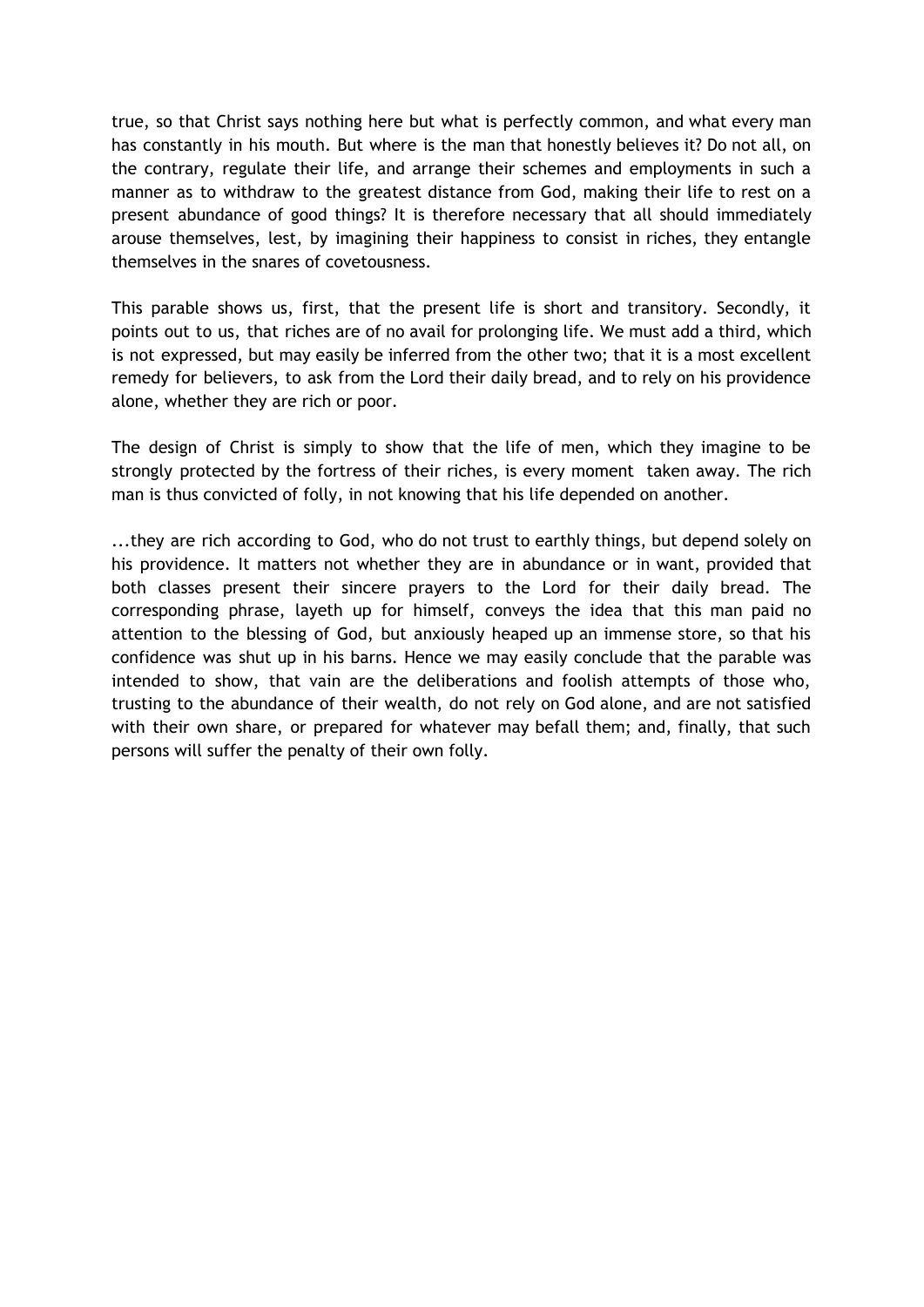true, so that Christ says nothing here but what is perfectly common, and what every man has constantly in his mouth. But where is the man that honestly believes it? Do not all, on the contrary, regulate their life, and arrange their schemes and employments in such a manner as to withdraw to the greatest distance from God, making their life to rest on a present abundance of good things? It is therefore necessary that all should immediately arouse themselves, lest, by imagining their happiness to consist in riches, they entangle themselves in the snares of covetousness.

This parable shows us, first, that the present life is short and transitory. Secondly, it points out to us, that riches are of no avail for prolonging life. We must add a third, which is not expressed, but may easily be inferred from the other two; that it is a most excellent remedy for believers, to ask from the Lord their daily bread, and to rely on his providence alone, whether they are rich or poor.

The design of Christ is simply to show that the life of men, which they imagine to be strongly protected by the fortress of their riches, is every moment taken away. The rich man is thus convicted of folly, in not knowing that his life depended on another.

...they are rich according to God, who do not trust to earthly things, but depend solely on his providence. It matters not whether they are in abundance or in want, provided that both classes present their sincere prayers to the Lord for their daily bread. The corresponding phrase, layeth up for himself, conveys the idea that this man paid no attention to the blessing of God, but anxiously heaped up an immense store, so that his confidence was shut up in his barns. Hence we may easily conclude that the parable was intended to show, that vain are the deliberations and foolish attempts of those who, trusting to the abundance of their wealth, do not rely on God alone, and are not satisfied with their own share, or prepared for whatever may befall them; and, finally, that such persons will suffer the penalty of their own folly.